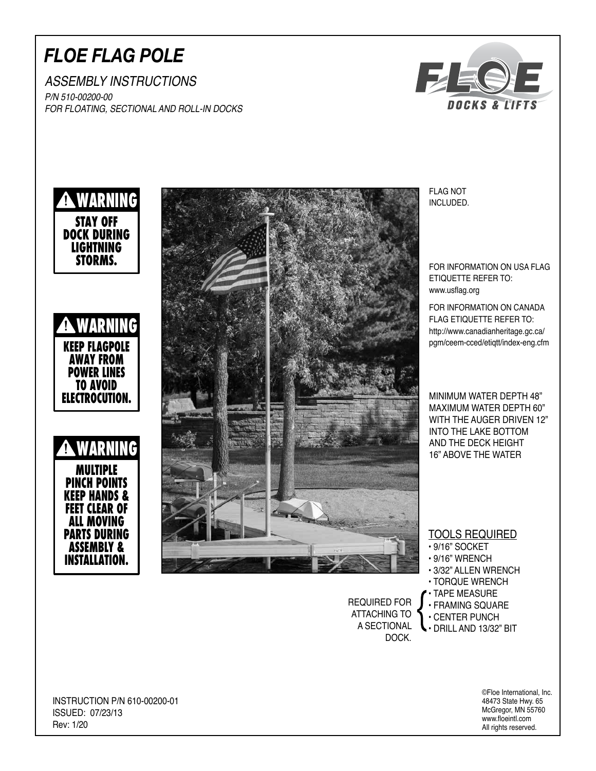# *FLOE FLAG POLE*

*ASSEMBLY INSTRUCTIONS*

*P/N 510-00200-00*

*FOR FLOATING, SECTIONAL AND ROLL-IN DOCKS*

**⚠ WARNING**
**STAY OFF DOCK DURING LIGHTNING STORMS.**

**⚠ WARNING**
**KEEP FLAGPOLE AWAY FROM POWER LINES TO AVOID ELECTROCUTION.**

**⚠ WARNING**
**MULTIPLE PINCH POINTS KEEP HANDS & FEET CLEAR OF ALL MOVING PARTS DURING ASSEMBLY & INSTALLATION.**

FLAG NOT INCLUDED.

FOR INFORMATION ON USA FLAG ETIQUETTE REFER TO: www.usflag.org

FOR INFORMATION ON CANADA FLAG ETIQUETTE REFER TO: http://www.canadianheritage.gc.ca/pgm/ceem-cced/etiqtt/index-eng.cfm

MINIMUM WATER DEPTH 48"
MAXIMUM WATER DEPTH 60"
WITH THE AUGER DRIVEN 12" INTO THE LAKE BOTTOM AND THE DECK HEIGHT 16" ABOVE THE WATER

## TOOLS REQUIRED

- 9/16" SOCKET
- 9/16" WRENCH
- 3/32" ALLEN WRENCH
- TORQUE WRENCH
- TAPE MEASURE
- FRAMING SQUARE
- CENTER PUNCH
- DRILL AND 13/32" BIT

REQUIRED FOR ATTACHING TO A SECTIONAL DOCK: TAPE MEASURE, FRAMING SQUARE, CENTER PUNCH, DRILL AND 13/32" BIT.

INSTRUCTION P/N 610-00200-01
ISSUED: 07/23/13
Rev: 1/20

©Floe International, Inc.
48473 State Hwy. 65
McGregor, MN 55760
www.floeintl.com
All rights reserved.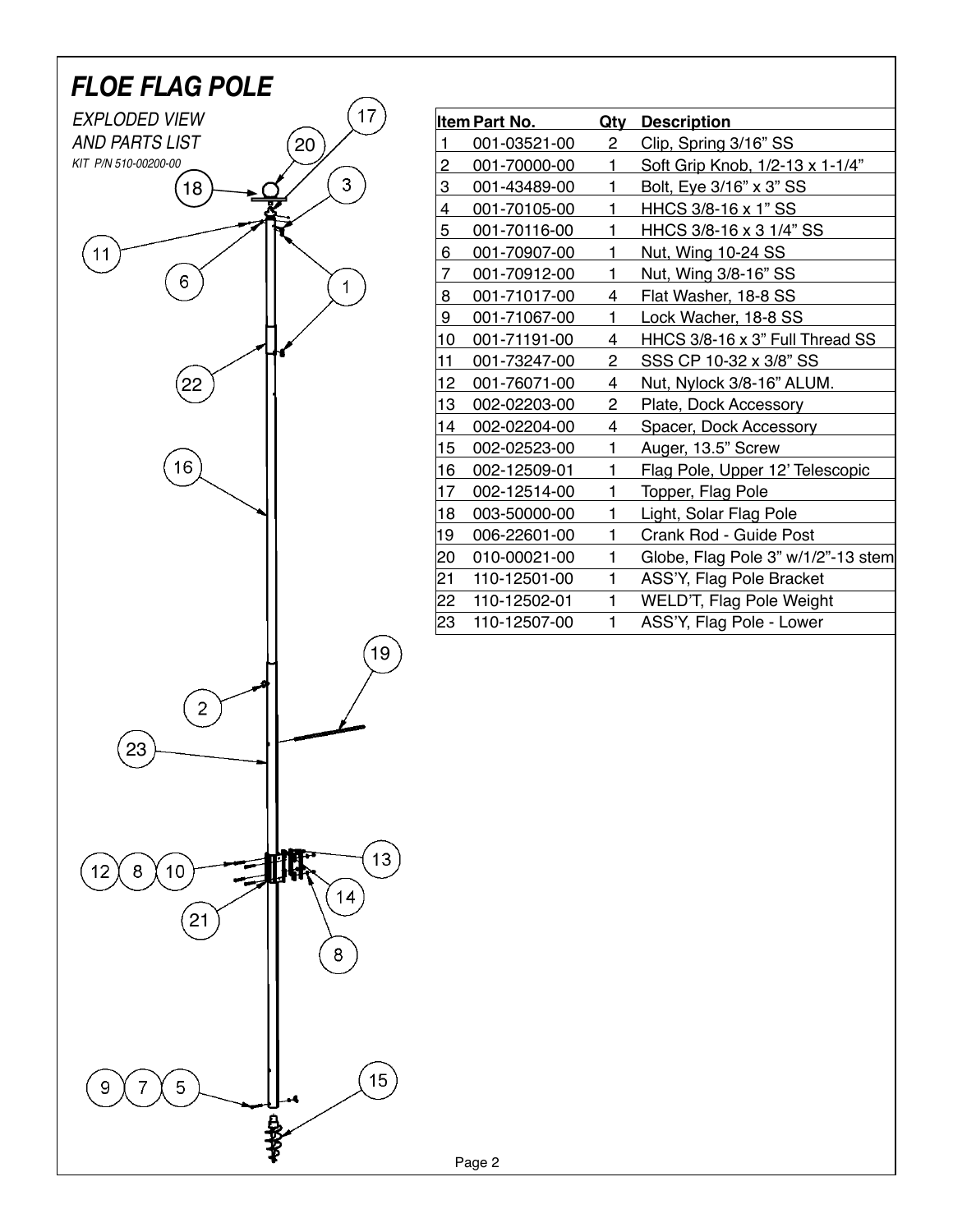# FLOE FLAG POLE

*EXPLODED VIEW AND PARTS LIST*

*KIT P/N 510-00200-00*

| Item | Part No. | Qty | Description |
|---|---|---|---|
| 1 | 001-03521-00 | 2 | Clip, Spring 3/16” SS |
| 2 | 001-70000-00 | 1 | Soft Grip Knob, 1/2-13 x 1-1/4” |
| 3 | 001-43489-00 | 1 | Bolt, Eye 3/16” x 3” SS |
| 4 | 001-70105-00 | 1 | HHCS 3/8-16 x 1” SS |
| 5 | 001-70116-00 | 1 | HHCS 3/8-16 x 3 1/4” SS |
| 6 | 001-70907-00 | 1 | Nut, Wing 10-24 SS |
| 7 | 001-70912-00 | 1 | Nut, Wing 3/8-16” SS |
| 8 | 001-71017-00 | 4 | Flat Washer, 18-8 SS |
| 9 | 001-71067-00 | 1 | Lock Wacher, 18-8 SS |
| 10 | 001-71191-00 | 4 | HHCS 3/8-16 x 3” Full Thread SS |
| 11 | 001-73247-00 | 2 | SSS CP 10-32 x 3/8” SS |
| 12 | 001-76071-00 | 4 | Nut, Nylock 3/8-16” ALUM. |
| 13 | 002-02203-00 | 2 | Plate, Dock Accessory |
| 14 | 002-02204-00 | 4 | Spacer, Dock Accessory |
| 15 | 002-02523-00 | 1 | Auger, 13.5” Screw |
| 16 | 002-12509-01 | 1 | Flag Pole, Upper 12’ Telescopic |
| 17 | 002-12514-00 | 1 | Topper, Flag Pole |
| 18 | 003-50000-00 | 1 | Light, Solar Flag Pole |
| 19 | 006-22601-00 | 1 | Crank Rod - Guide Post |
| 20 | 010-00021-00 | 1 | Globe, Flag Pole 3” w/1/2”-13 stem |
| 21 | 110-12501-00 | 1 | ASS’Y, Flag Pole Bracket |
| 22 | 110-12502-01 | 1 | WELD’T, Flag Pole Weight |
| 23 | 110-12507-00 | 1 | ASS’Y, Flag Pole - Lower |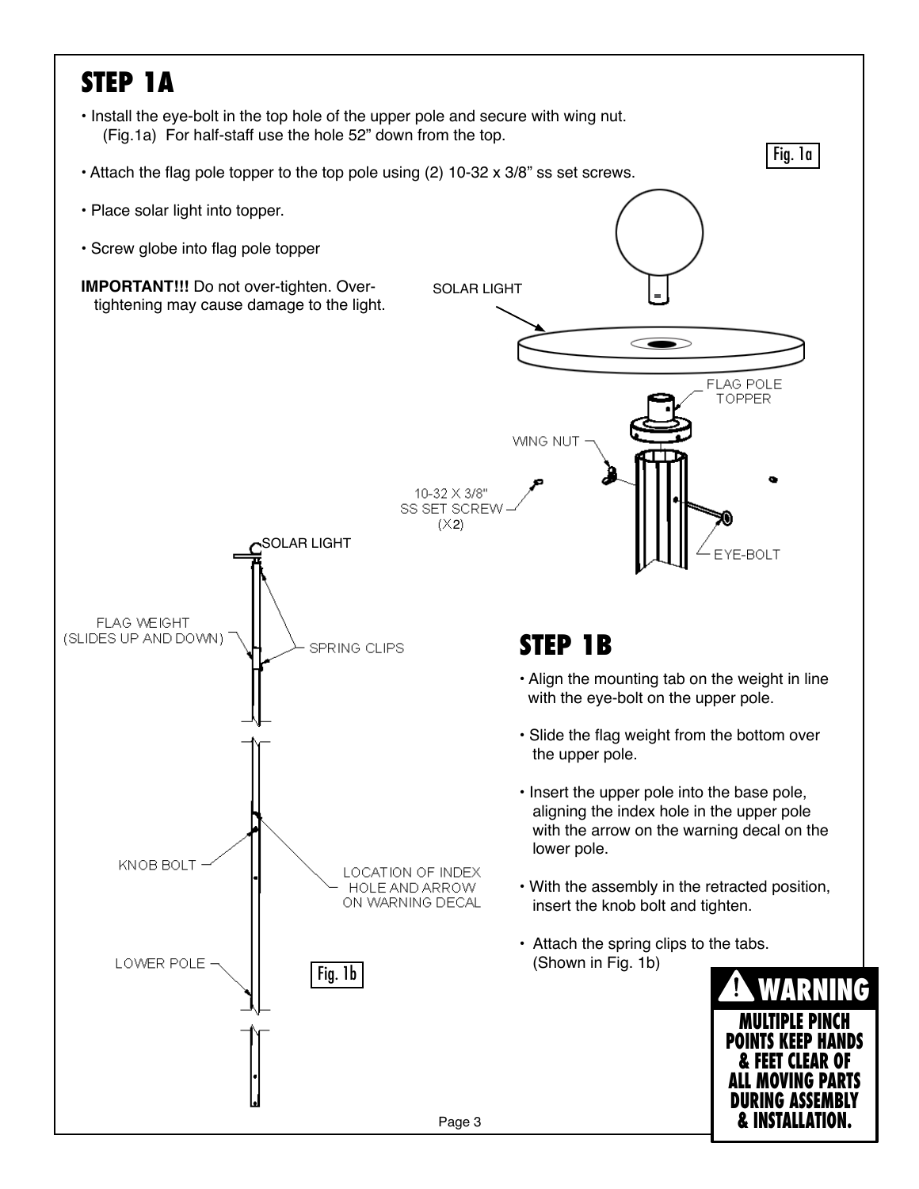## STEP 1A

- Install the eye-bolt in the top hole of the upper pole and secure with wing nut. (Fig.1a) For half-staff use the hole 52" down from the top.
- Attach the flag pole topper to the top pole using (2) 10-32 x 3/8" ss set screws.
- Place solar light into topper.
- Screw globe into flag pole topper

**IMPORTANT!!!** Do not over-tighten. Over-tightening may cause damage to the light.

Fig. 1a

SOLAR LIGHT

FLAG POLE TOPPER

WING NUT

10-32 X 3/8" SS SET SCREW (X2)

EYE-BOLT

## STEP 1B

- Align the mounting tab on the weight in line with the eye-bolt on the upper pole.
- Slide the flag weight from the bottom over the upper pole.
- Insert the upper pole into the base pole, aligning the index hole in the upper pole with the arrow on the warning decal on the lower pole.
- With the assembly in the retracted position, insert the knob bolt and tighten.
- Attach the spring clips to the tabs. (Shown in Fig. 1b)

SOLAR LIGHT

FLAG WEIGHT (SLIDES UP AND DOWN)

SPRING CLIPS

KNOB BOLT

LOCATION OF INDEX HOLE AND ARROW ON WARNING DECAL

LOWER POLE

Fig. 1b

**⚠ WARNING**

**MULTIPLE PINCH POINTS KEEP HANDS & FEET CLEAR OF ALL MOVING PARTS DURING ASSEMBLY & INSTALLATION.**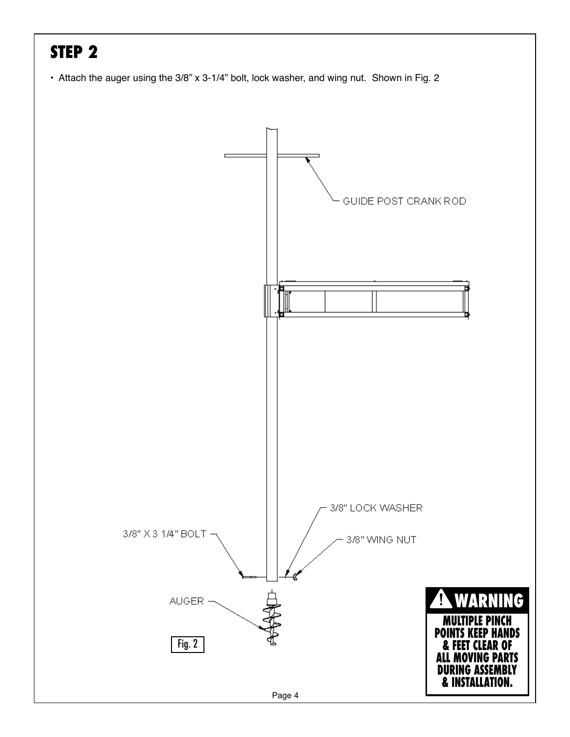# STEP 2

- Attach the auger using the 3/8" x 3-1/4" bolt, lock washer, and wing nut. Shown in Fig. 2

GUIDE POST CRANK ROD

3/8" LOCK WASHER

3/8" X 3 1/4" BOLT

3/8" WING NUT

AUGER

Fig. 2

**⚠ WARNING**

**MULTIPLE PINCH POINTS KEEP HANDS & FEET CLEAR OF ALL MOVING PARTS DURING ASSEMBLY & INSTALLATION.**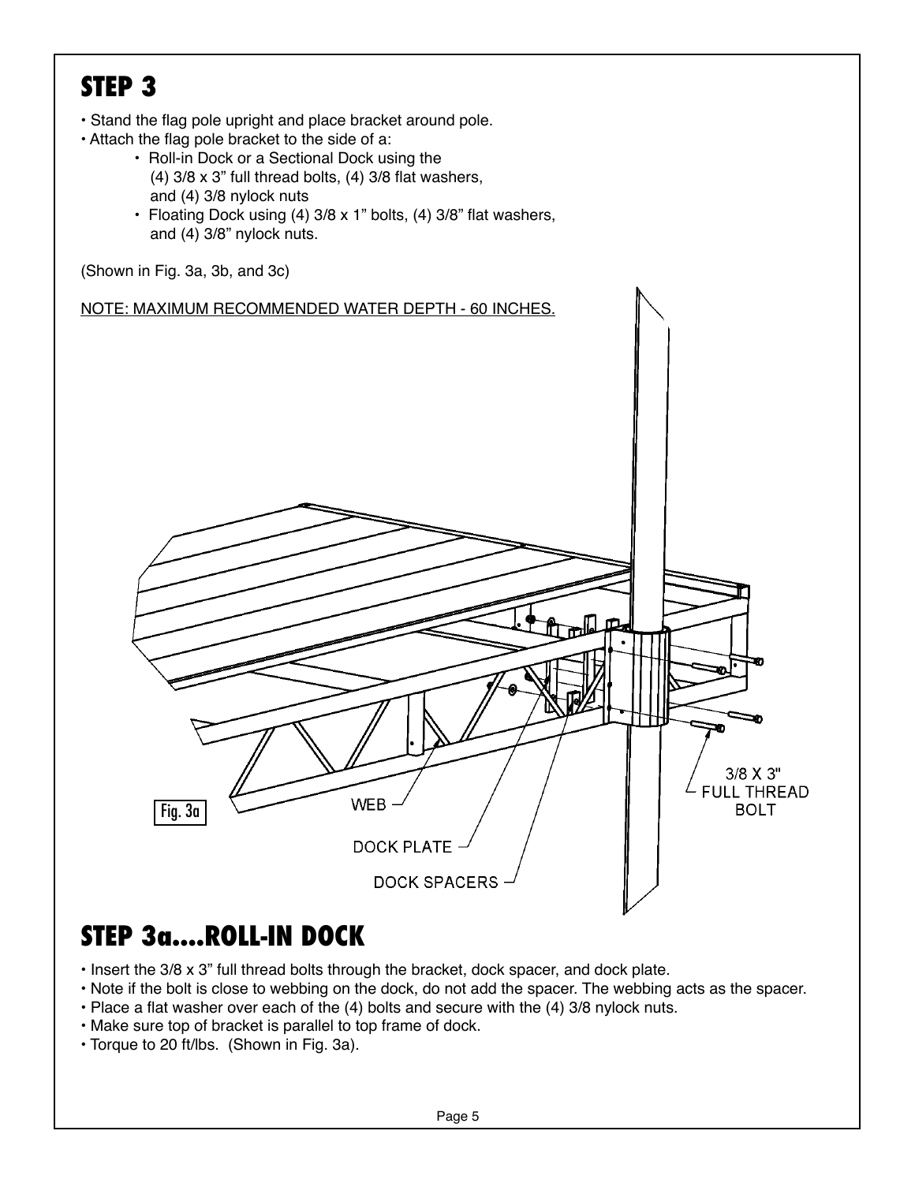# STEP 3

- Stand the flag pole upright and place bracket around pole.
- Attach the flag pole bracket to the side of a:
    - Roll-in Dock or a Sectional Dock using the (4) 3/8 x 3" full thread bolts, (4) 3/8 flat washers, and (4) 3/8 nylock nuts
    - Floating Dock using (4) 3/8 x 1" bolts, (4) 3/8" flat washers, and (4) 3/8" nylock nuts.

(Shown in Fig. 3a, 3b, and 3c)

NOTE: MAXIMUM RECOMMENDED WATER DEPTH - 60 INCHES.

WEB

DOCK PLATE

DOCK SPACERS

3/8 X 3" FULL THREAD BOLT

Fig. 3a

# STEP 3a....ROLL-IN DOCK

- Insert the 3/8 x 3" full thread bolts through the bracket, dock spacer, and dock plate.
- Note if the bolt is close to webbing on the dock, do not add the spacer. The webbing acts as the spacer.
- Place a flat washer over each of the (4) bolts and secure with the (4) 3/8 nylock nuts.
- Make sure top of bracket is parallel to top frame of dock.
- Torque to 20 ft/lbs. (Shown in Fig. 3a).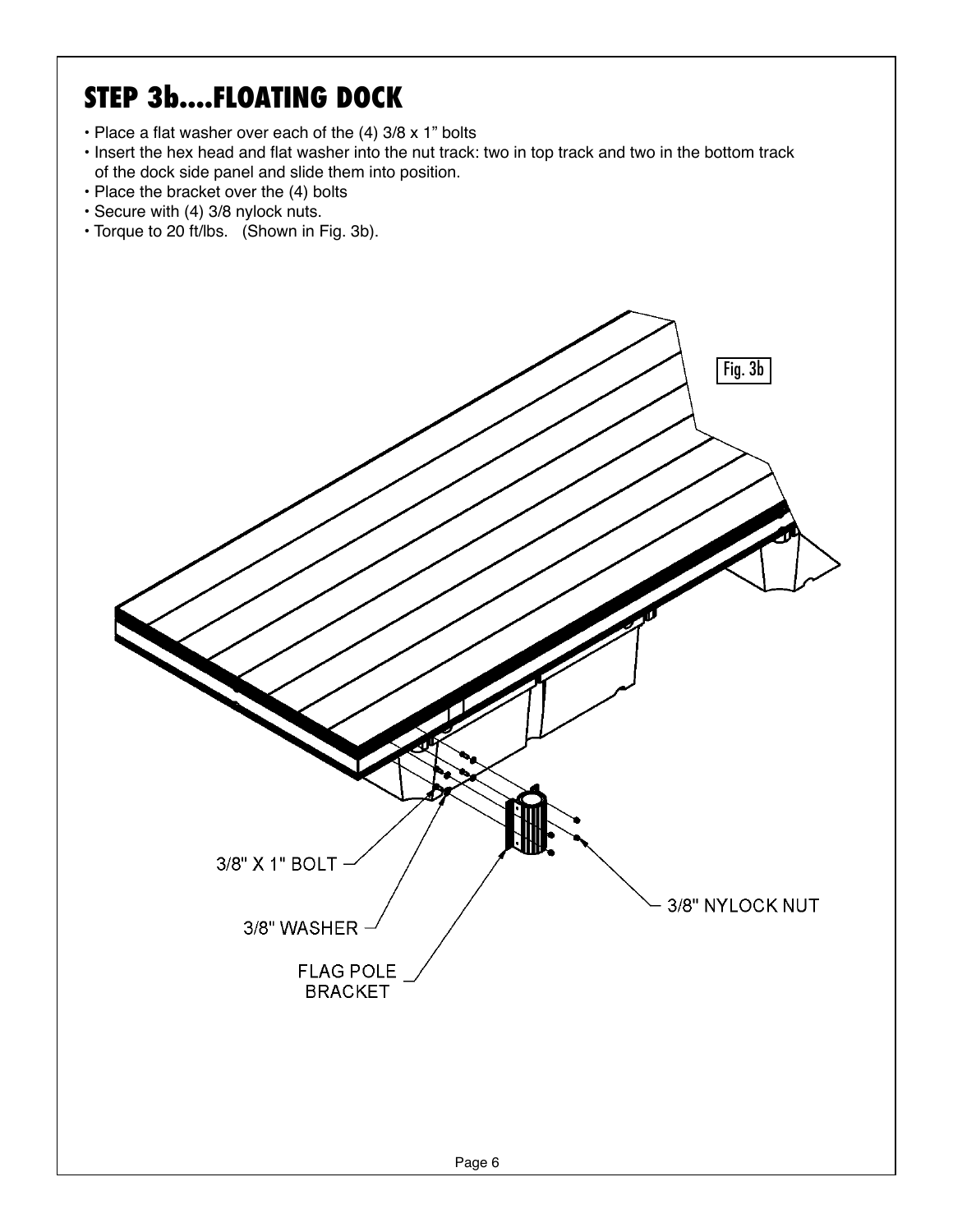# STEP 3b....FLOATING DOCK

- Place a flat washer over each of the (4) 3/8 x 1" bolts
- Insert the hex head and flat washer into the nut track: two in top track and two in the bottom track of the dock side panel and slide them into position.
- Place the bracket over the (4) bolts
- Secure with (4) 3/8 nylock nuts.
- Torque to 20 ft/lbs. (Shown in Fig. 3b).

Fig. 3b

3/8" X 1" BOLT

3/8" WASHER

FLAG POLE BRACKET

3/8" NYLOCK NUT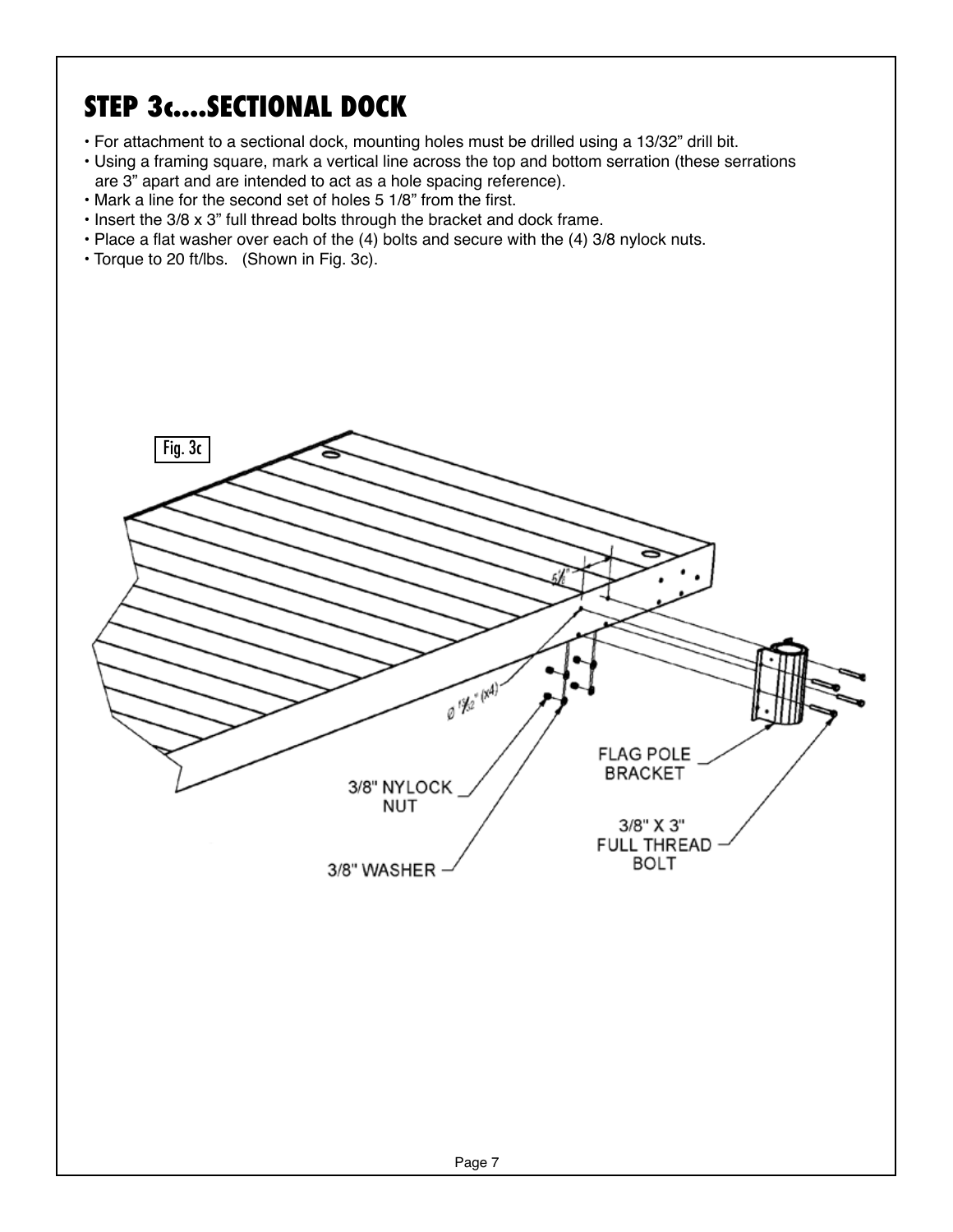# STEP 3c....SECTIONAL DOCK

- For attachment to a sectional dock, mounting holes must be drilled using a 13/32" drill bit.
- Using a framing square, mark a vertical line across the top and bottom serration (these serrations are 3" apart and are intended to act as a hole spacing reference).
- Mark a line for the second set of holes 5 1/8" from the first.
- Insert the 3/8 x 3" full thread bolts through the bracket and dock frame.
- Place a flat washer over each of the (4) bolts and secure with the (4) 3/8 nylock nuts.
- Torque to 20 ft/lbs. (Shown in Fig. 3c).

Fig. 3c

5 1/8"

Ø 13/32" (x4)

3/8" NYLOCK NUT

3/8" WASHER

FLAG POLE BRACKET

3/8" X 3" FULL THREAD BOLT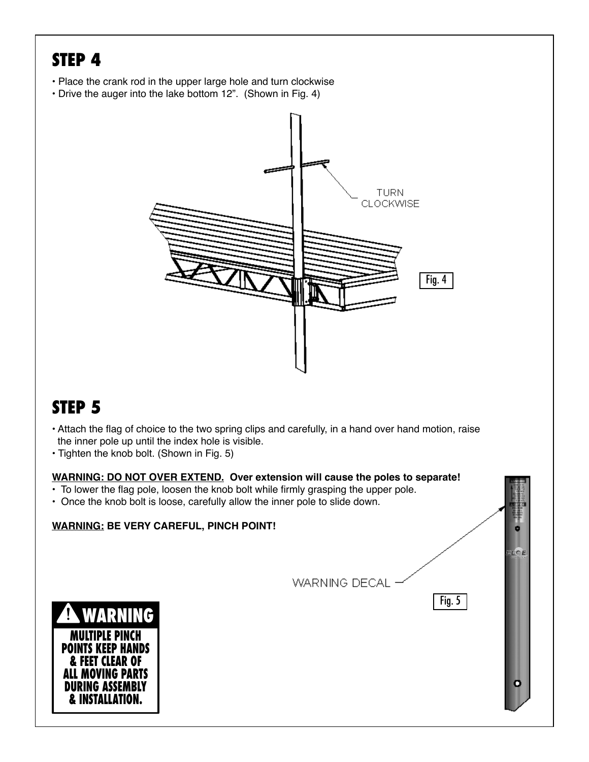## STEP 4

- Place the crank rod in the upper large hole and turn clockwise
- Drive the auger into the lake bottom 12". (Shown in Fig. 4)

TURN CLOCKWISE

Fig. 4

## STEP 5

- Attach the flag of choice to the two spring clips and carefully, in a hand over hand motion, raise the inner pole up until the index hole is visible.
- Tighten the knob bolt. (Shown in Fig. 5)

**WARNING: DO NOT OVER EXTEND. Over extension will cause the poles to separate!**

- To lower the flag pole, loosen the knob bolt while firmly grasping the upper pole.
- Once the knob bolt is loose, carefully allow the inner pole to slide down.

**WARNING: BE VERY CAREFUL, PINCH POINT!**

WARNING DECAL

Fig. 5

**⚠ WARNING**

**MULTIPLE PINCH POINTS KEEP HANDS & FEET CLEAR OF ALL MOVING PARTS DURING ASSEMBLY & INSTALLATION.**